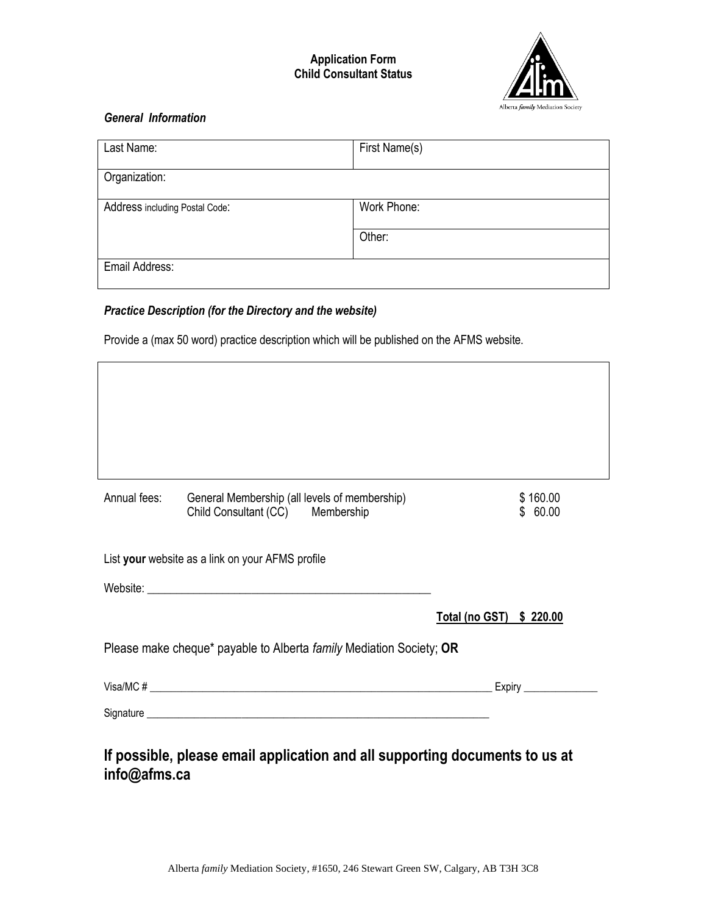**Application Form**
**Child Consultant Status**

Alberta *family* Mediation Society

***General Information***

| Last Name: | First Name(s) |
|---|---|
| Organization: | |
| Address including Postal Code: | Work Phone: |
| | Other: |
| Email Address: | |

***Practice Description (for the Directory and the website)***

Provide a (max 50 word) practice description which will be published on the AFMS website.

| |
|---|
| |

| Annual fees: | General Membership (all levels of membership) | $ 160.00 |
|---|---|---|
| | Child Consultant (CC) Membership | $ 60.00 |

List **your** website as a link on your AFMS profile

Website: ___________________________________________________

**Total (no GST) $ 220.00**

Please make cheque* payable to Alberta *family* Mediation Society; **OR**

Visa/MC # ____________________________________________________________ Expiry ______________

Signature ____________________________________________________________

## If possible, please email application and all supporting documents to us at info@afms.ca

Alberta *family* Mediation Society, #1650, 246 Stewart Green SW, Calgary, AB T3H 3C8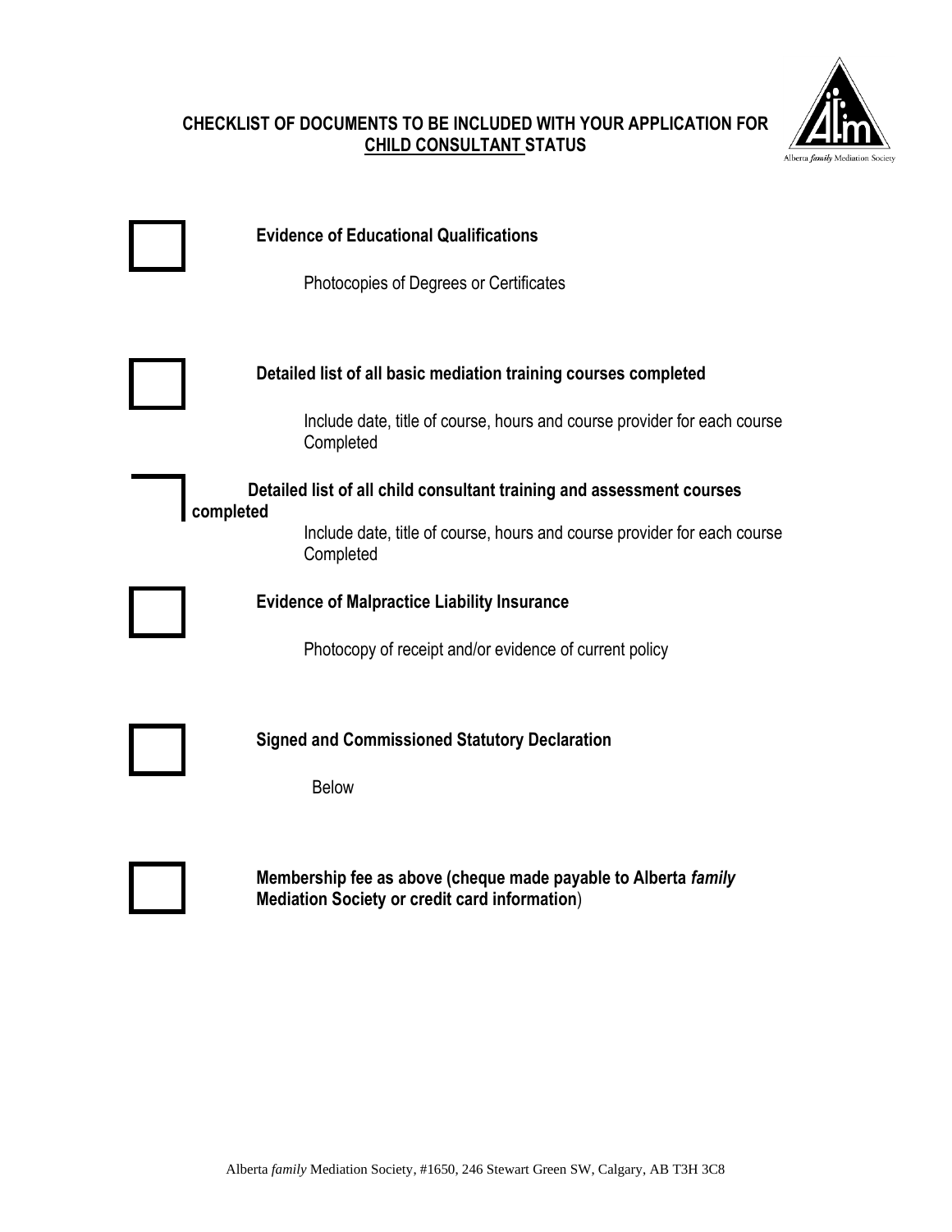**CHECKLIST OF DOCUMENTS TO BE INCLUDED WITH YOUR APPLICATION FOR <u>CHILD CONSULTANT</u> STATUS**

- [ ] **Evidence of Educational Qualifications**

  Photocopies of Degrees or Certificates

- [ ] **Detailed list of all basic mediation training courses completed**

  Include date, title of course, hours and course provider for each course Completed

- [ ] **Detailed list of all child consultant training and assessment courses completed**

  Include date, title of course, hours and course provider for each course Completed

- [ ] **Evidence of Malpractice Liability Insurance**

  Photocopy of receipt and/or evidence of current policy

- [ ] **Signed and Commissioned Statutory Declaration**

  Below

- [ ] **Membership fee as above (cheque made payable to Alberta *family* Mediation Society or credit card information**)

Alberta *family* Mediation Society, #1650, 246 Stewart Green SW, Calgary, AB T3H 3C8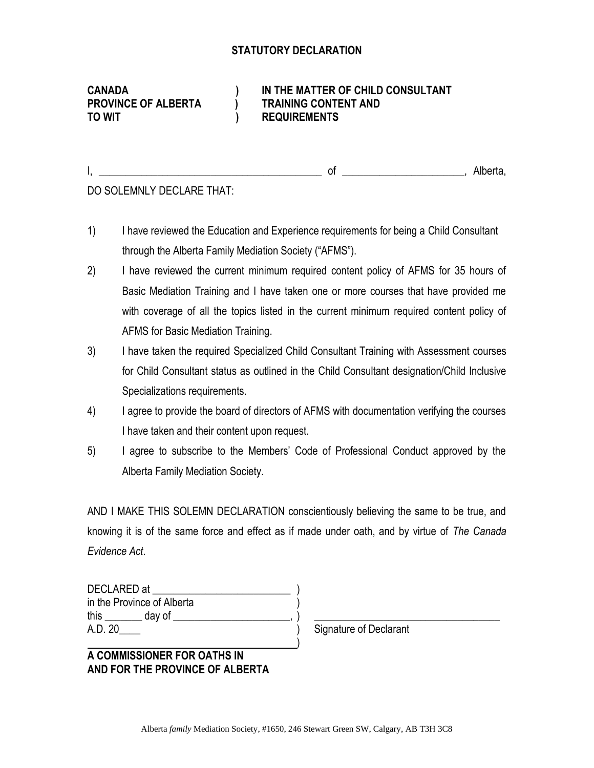# STATUTORY DECLARATION

| | | |
|---|---|---|
| **CANADA** | **)** | **IN THE MATTER OF CHILD CONSULTANT** |
| **PROVINCE OF ALBERTA** | **)** | **TRAINING CONTENT AND** |
| **TO WIT** | **)** | **REQUIREMENTS** |

I, ___________________________________________ of _______________________, Alberta,

DO SOLEMNLY DECLARE THAT:

1) I have reviewed the Education and Experience requirements for being a Child Consultant through the Alberta Family Mediation Society ("AFMS").

2) I have reviewed the current minimum required content policy of AFMS for 35 hours of Basic Mediation Training and I have taken one or more courses that have provided me with coverage of all the topics listed in the current minimum required content policy of AFMS for Basic Mediation Training.

3) I have taken the required Specialized Child Consultant Training with Assessment courses for Child Consultant status as outlined in the Child Consultant designation/Child Inclusive Specializations requirements.

4) I agree to provide the board of directors of AFMS with documentation verifying the courses I have taken and their content upon request.

5) I agree to subscribe to the Members' Code of Professional Conduct approved by the Alberta Family Mediation Society.

AND I MAKE THIS SOLEMN DECLARATION conscientiously believing the same to be true, and knowing it is of the same force and effect as if made under oath, and by virtue of *The Canada Evidence Act*.

DECLARED at __________________________ )
in the Province of Alberta )
this _______ day of ______________________, ) ___________________________________
A.D. 20____ ) Signature of Declarant
_________________________________________)

**A COMMISSIONER FOR OATHS IN AND FOR THE PROVINCE OF ALBERTA**

Alberta *family* Mediation Society, #1650, 246 Stewart Green SW, Calgary, AB T3H 3C8